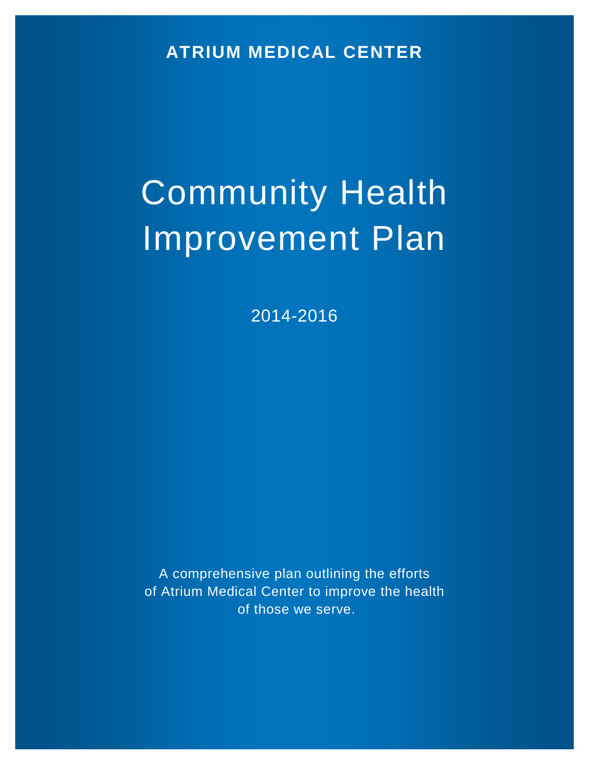**ATRIUM MEDICAL CENTER**

# Community Health Improvement Plan

2014-2016

A comprehensive plan outlining the efforts of Atrium Medical Center to improve the health of those we serve.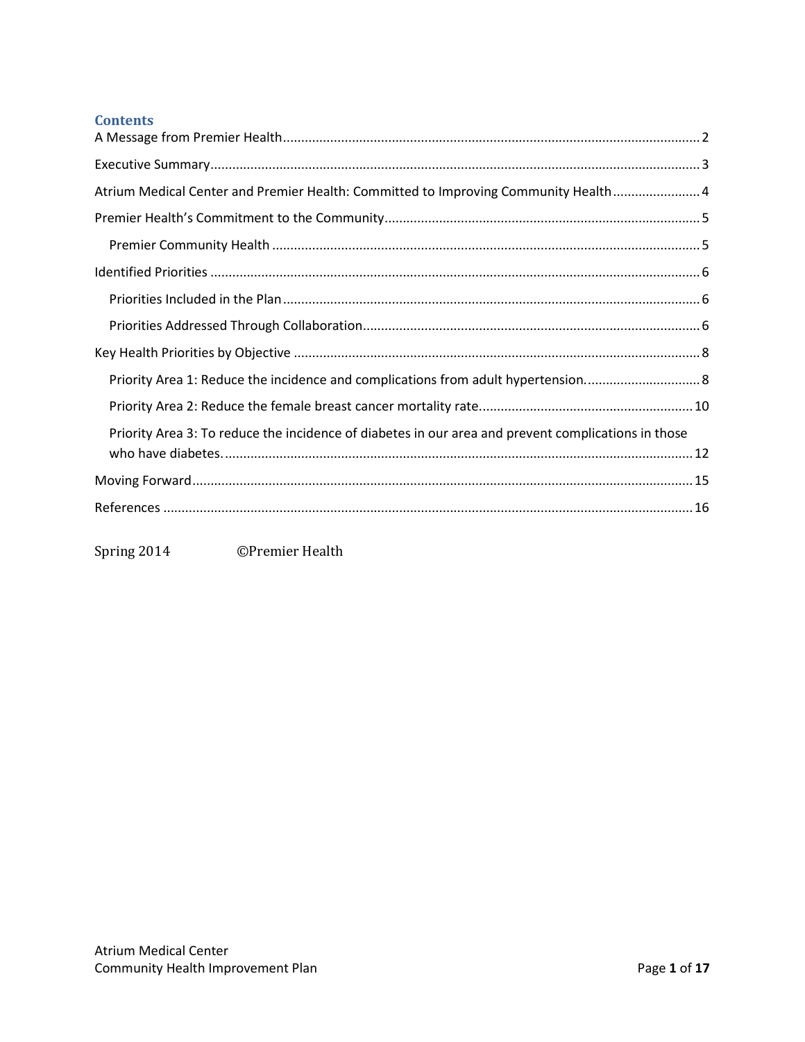## Contents

A Message from Premier Health .......... 2

Executive Summary .......... 3

Atrium Medical Center and Premier Health: Committed to Improving Community Health .......... 4

Premier Health's Commitment to the Community .......... 5

- Premier Community Health .......... 5

Identified Priorities .......... 6

- Priorities Included in the Plan .......... 6
- Priorities Addressed Through Collaboration .......... 6

Key Health Priorities by Objective .......... 8

- Priority Area 1: Reduce the incidence and complications from adult hypertension. .......... 8
- Priority Area 2: Reduce the female breast cancer mortality rate. .......... 10
- Priority Area 3: To reduce the incidence of diabetes in our area and prevent complications in those who have diabetes. .......... 12

Moving Forward .......... 15

References .......... 16

Spring 2014 ©Premier Health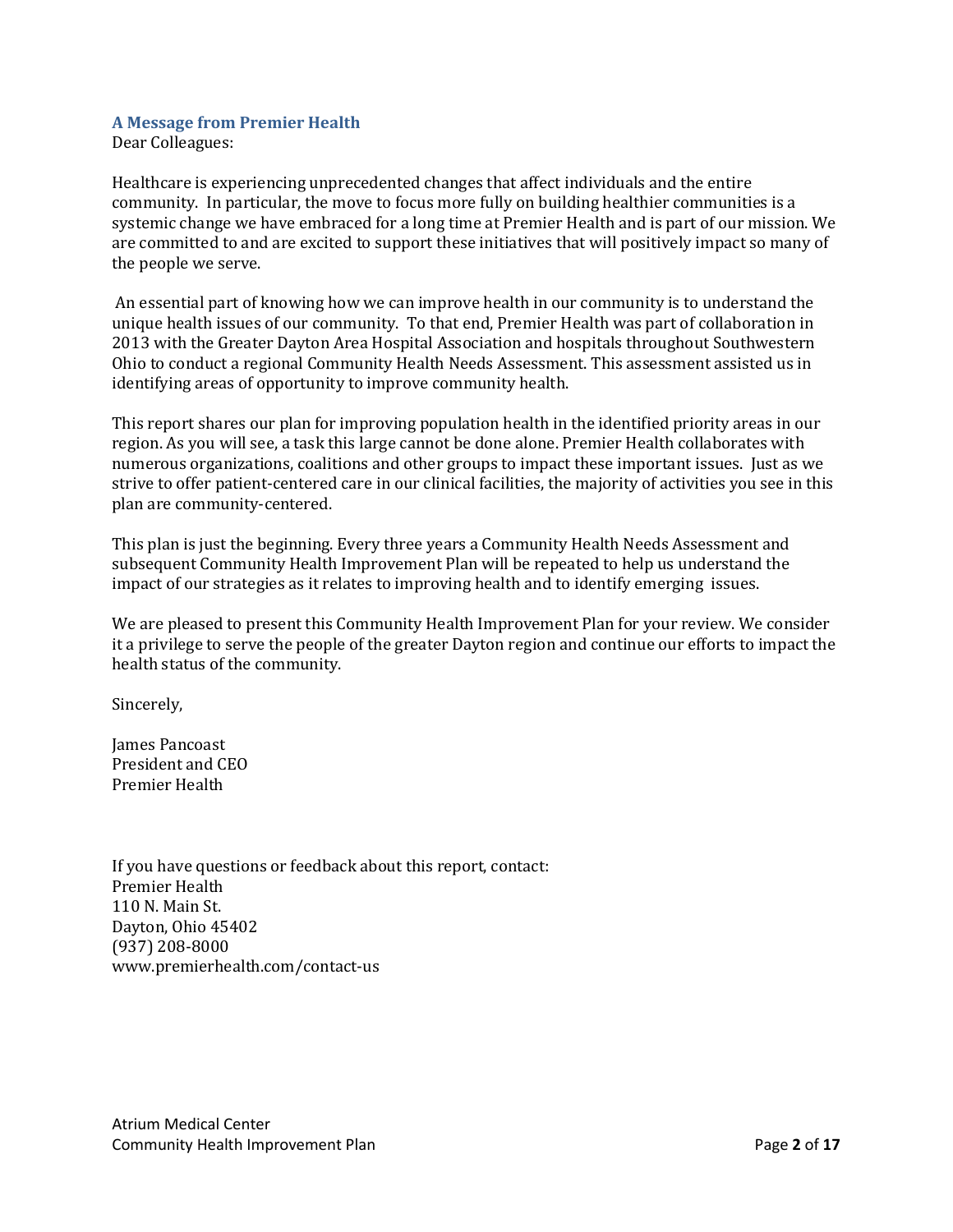### A Message from Premier Health

Dear Colleagues:

Healthcare is experiencing unprecedented changes that affect individuals and the entire community. In particular, the move to focus more fully on building healthier communities is a systemic change we have embraced for a long time at Premier Health and is part of our mission. We are committed to and are excited to support these initiatives that will positively impact so many of the people we serve.

An essential part of knowing how we can improve health in our community is to understand the unique health issues of our community. To that end, Premier Health was part of collaboration in 2013 with the Greater Dayton Area Hospital Association and hospitals throughout Southwestern Ohio to conduct a regional Community Health Needs Assessment. This assessment assisted us in identifying areas of opportunity to improve community health.

This report shares our plan for improving population health in the identified priority areas in our region. As you will see, a task this large cannot be done alone. Premier Health collaborates with numerous organizations, coalitions and other groups to impact these important issues. Just as we strive to offer patient-centered care in our clinical facilities, the majority of activities you see in this plan are community-centered.

This plan is just the beginning. Every three years a Community Health Needs Assessment and subsequent Community Health Improvement Plan will be repeated to help us understand the impact of our strategies as it relates to improving health and to identify emerging issues.

We are pleased to present this Community Health Improvement Plan for your review. We consider it a privilege to serve the people of the greater Dayton region and continue our efforts to impact the health status of the community.

Sincerely,

James Pancoast
President and CEO
Premier Health

If you have questions or feedback about this report, contact:
Premier Health
110 N. Main St.
Dayton, Ohio 45402
(937) 208-8000
www.premierhealth.com/contact-us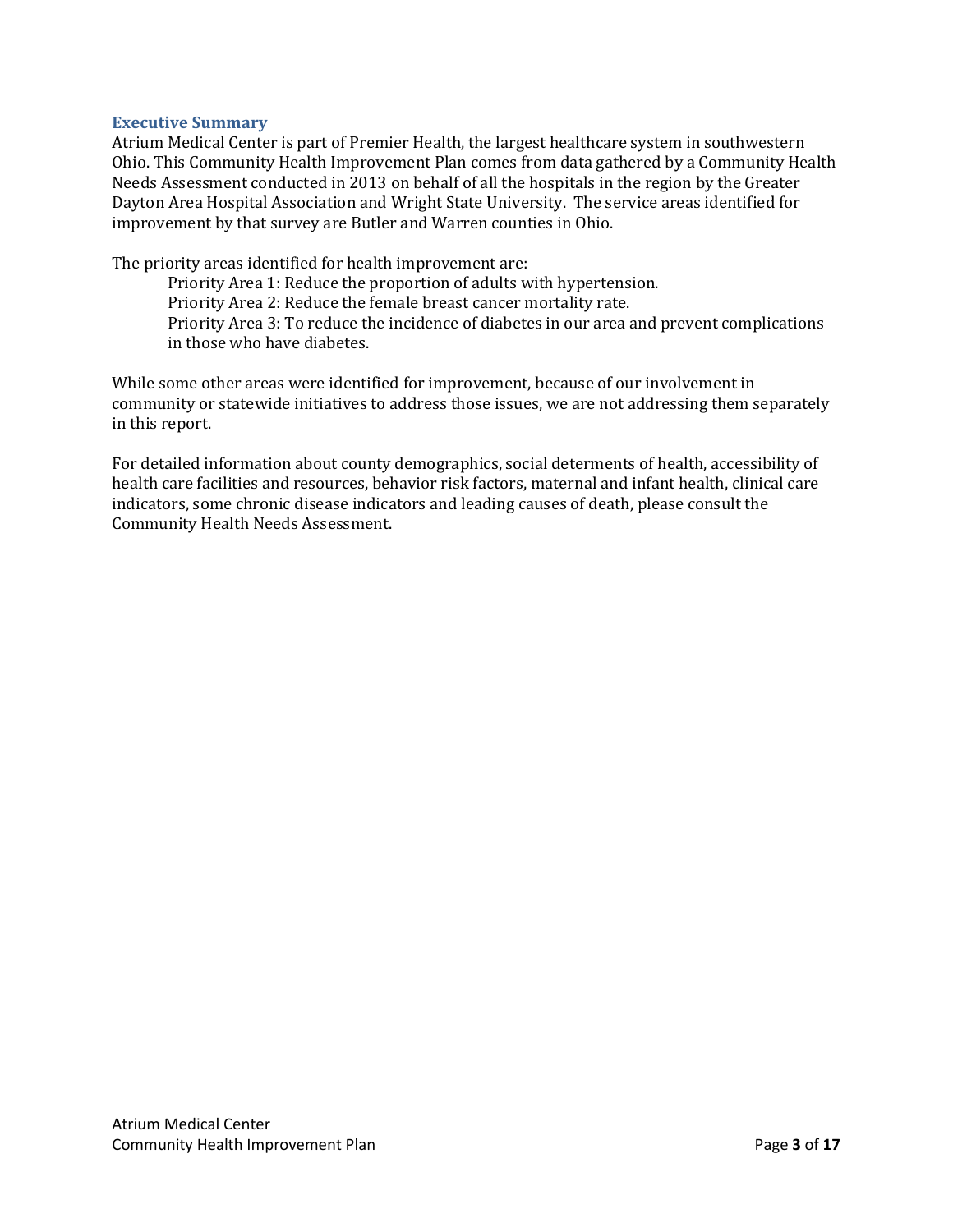## Executive Summary

Atrium Medical Center is part of Premier Health, the largest healthcare system in southwestern Ohio. This Community Health Improvement Plan comes from data gathered by a Community Health Needs Assessment conducted in 2013 on behalf of all the hospitals in the region by the Greater Dayton Area Hospital Association and Wright State University. The service areas identified for improvement by that survey are Butler and Warren counties in Ohio.

The priority areas identified for health improvement are:

> Priority Area 1: Reduce the proportion of adults with hypertension.
> Priority Area 2: Reduce the female breast cancer mortality rate.
> Priority Area 3: To reduce the incidence of diabetes in our area and prevent complications in those who have diabetes.

While some other areas were identified for improvement, because of our involvement in community or statewide initiatives to address those issues, we are not addressing them separately in this report.

For detailed information about county demographics, social determents of health, accessibility of health care facilities and resources, behavior risk factors, maternal and infant health, clinical care indicators, some chronic disease indicators and leading causes of death, please consult the Community Health Needs Assessment.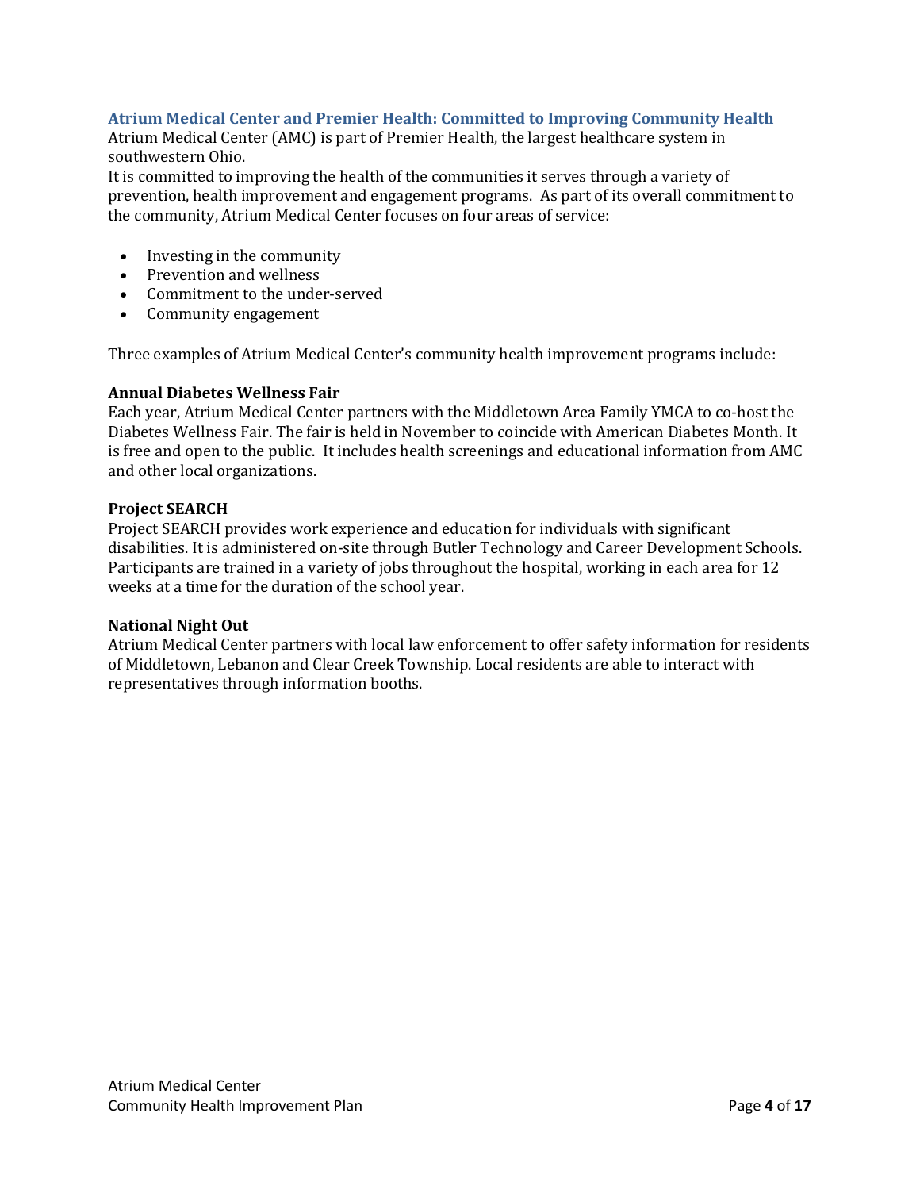## Atrium Medical Center and Premier Health: Committed to Improving Community Health

Atrium Medical Center (AMC) is part of Premier Health, the largest healthcare system in southwestern Ohio.

It is committed to improving the health of the communities it serves through a variety of prevention, health improvement and engagement programs. As part of its overall commitment to the community, Atrium Medical Center focuses on four areas of service:

- Investing in the community
- Prevention and wellness
- Commitment to the under-served
- Community engagement

Three examples of Atrium Medical Center's community health improvement programs include:

**Annual Diabetes Wellness Fair**

Each year, Atrium Medical Center partners with the Middletown Area Family YMCA to co-host the Diabetes Wellness Fair. The fair is held in November to coincide with American Diabetes Month. It is free and open to the public. It includes health screenings and educational information from AMC and other local organizations.

**Project SEARCH**

Project SEARCH provides work experience and education for individuals with significant disabilities. It is administered on-site through Butler Technology and Career Development Schools. Participants are trained in a variety of jobs throughout the hospital, working in each area for 12 weeks at a time for the duration of the school year.

**National Night Out**

Atrium Medical Center partners with local law enforcement to offer safety information for residents of Middletown, Lebanon and Clear Creek Township. Local residents are able to interact with representatives through information booths.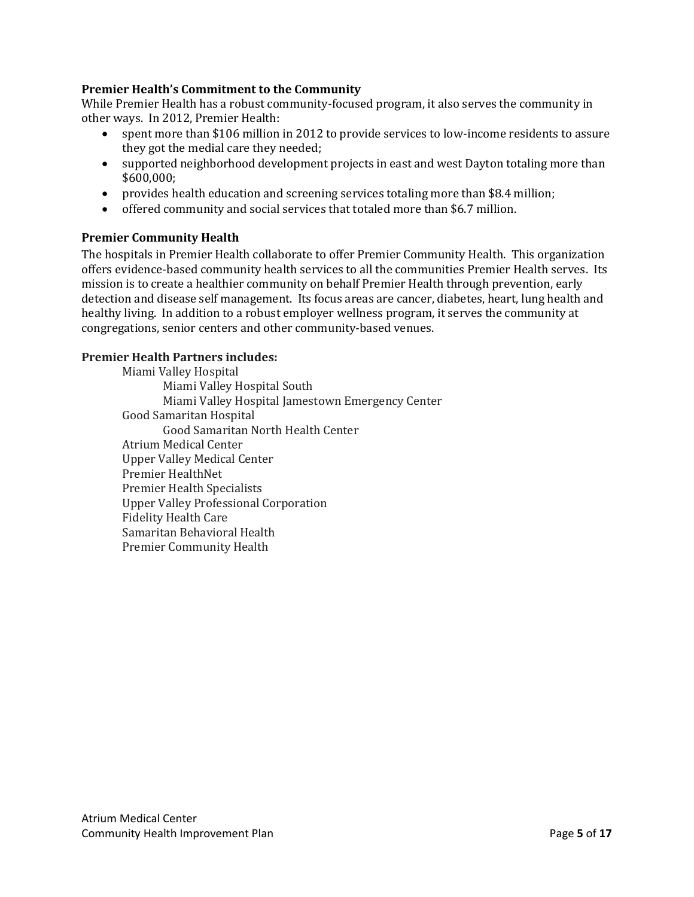**Premier Health's Commitment to the Community**

While Premier Health has a robust community-focused program, it also serves the community in other ways. In 2012, Premier Health:

- spent more than $106 million in 2012 to provide services to low-income residents to assure they got the medial care they needed;
- supported neighborhood development projects in east and west Dayton totaling more than $600,000;
- provides health education and screening services totaling more than $8.4 million;
- offered community and social services that totaled more than $6.7 million.

**Premier Community Health**

The hospitals in Premier Health collaborate to offer Premier Community Health. This organization offers evidence-based community health services to all the communities Premier Health serves. Its mission is to create a healthier community on behalf Premier Health through prevention, early detection and disease self management. Its focus areas are cancer, diabetes, heart, lung health and healthy living. In addition to a robust employer wellness program, it serves the community at congregations, senior centers and other community-based venues.

**Premier Health Partners includes:**

- Miami Valley Hospital
  - Miami Valley Hospital South
  - Miami Valley Hospital Jamestown Emergency Center
- Good Samaritan Hospital
  - Good Samaritan North Health Center
- Atrium Medical Center
- Upper Valley Medical Center
- Premier HealthNet
- Premier Health Specialists
- Upper Valley Professional Corporation
- Fidelity Health Care
- Samaritan Behavioral Health
- Premier Community Health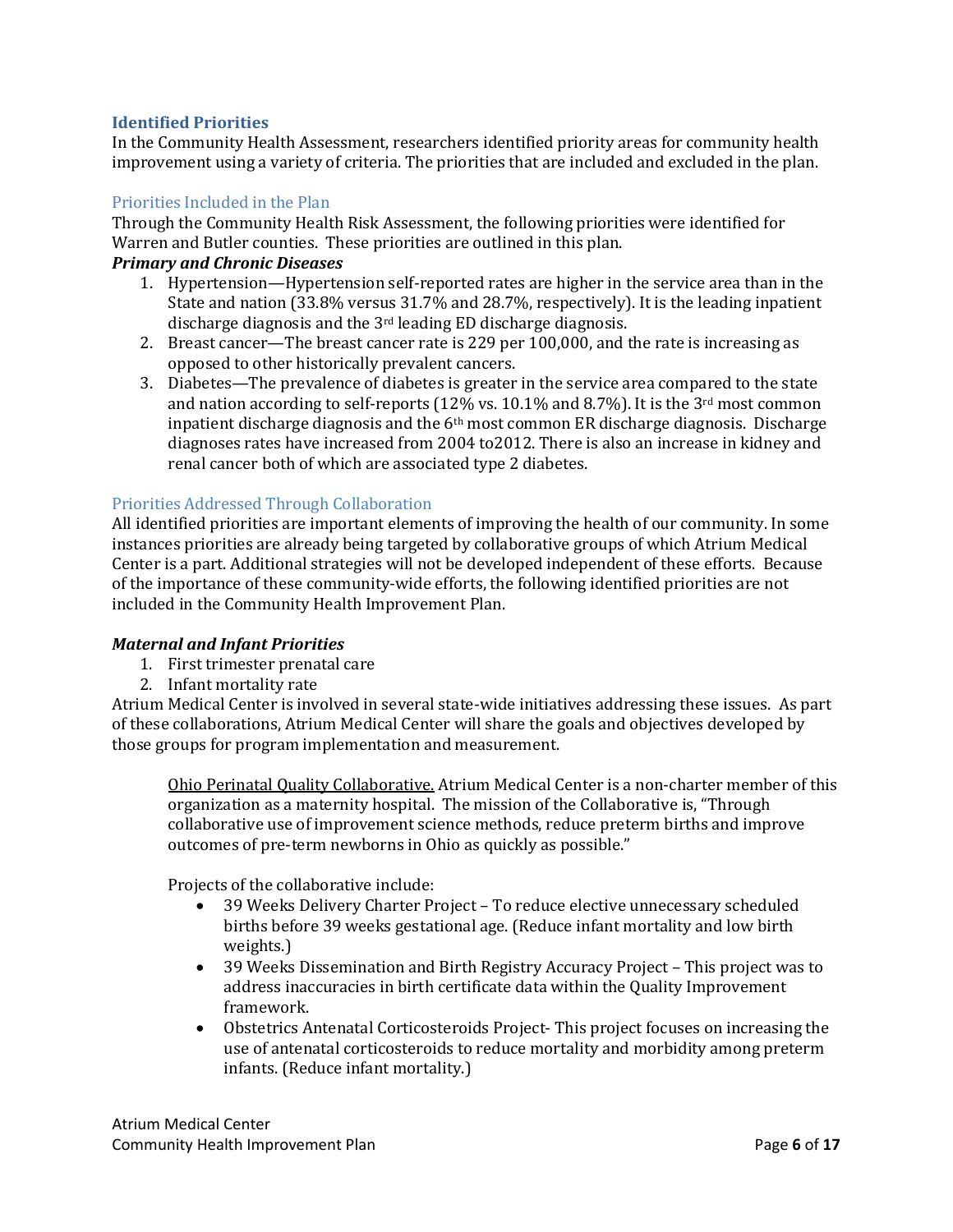## Identified Priorities

In the Community Health Assessment, researchers identified priority areas for community health improvement using a variety of criteria. The priorities that are included and excluded in the plan.

### Priorities Included in the Plan

Through the Community Health Risk Assessment, the following priorities were identified for Warren and Butler counties. These priorities are outlined in this plan.

***Primary and Chronic Diseases***

1. Hypertension—Hypertension self-reported rates are higher in the service area than in the State and nation (33.8% versus 31.7% and 28.7%, respectively). It is the leading inpatient discharge diagnosis and the 3rd leading ED discharge diagnosis.
2. Breast cancer—The breast cancer rate is 229 per 100,000, and the rate is increasing as opposed to other historically prevalent cancers.
3. Diabetes—The prevalence of diabetes is greater in the service area compared to the state and nation according to self-reports (12% vs. 10.1% and 8.7%). It is the 3rd most common inpatient discharge diagnosis and the 6th most common ER discharge diagnosis. Discharge diagnoses rates have increased from 2004 to2012. There is also an increase in kidney and renal cancer both of which are associated type 2 diabetes.

### Priorities Addressed Through Collaboration

All identified priorities are important elements of improving the health of our community. In some instances priorities are already being targeted by collaborative groups of which Atrium Medical Center is a part. Additional strategies will not be developed independent of these efforts. Because of the importance of these community-wide efforts, the following identified priorities are not included in the Community Health Improvement Plan.

***Maternal and Infant Priorities***

1. First trimester prenatal care
2. Infant mortality rate

Atrium Medical Center is involved in several state-wide initiatives addressing these issues. As part of these collaborations, Atrium Medical Center will share the goals and objectives developed by those groups for program implementation and measurement.

Ohio Perinatal Quality Collaborative. Atrium Medical Center is a non-charter member of this organization as a maternity hospital. The mission of the Collaborative is, "Through collaborative use of improvement science methods, reduce preterm births and improve outcomes of pre-term newborns in Ohio as quickly as possible."

Projects of the collaborative include:

- 39 Weeks Delivery Charter Project – To reduce elective unnecessary scheduled births before 39 weeks gestational age. (Reduce infant mortality and low birth weights.)
- 39 Weeks Dissemination and Birth Registry Accuracy Project – This project was to address inaccuracies in birth certificate data within the Quality Improvement framework.
- Obstetrics Antenatal Corticosteroids Project- This project focuses on increasing the use of antenatal corticosteroids to reduce mortality and morbidity among preterm infants. (Reduce infant mortality.)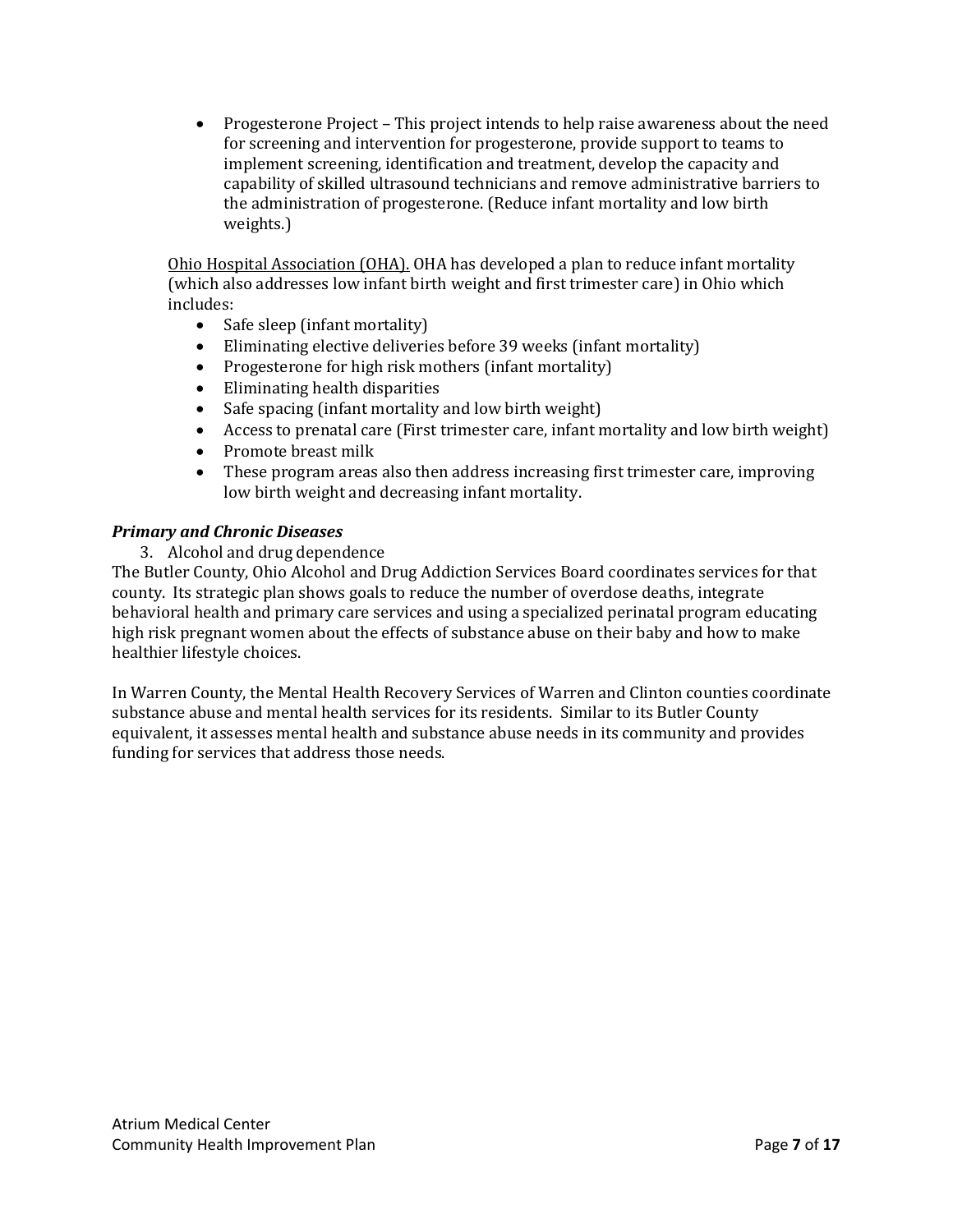- Progesterone Project – This project intends to help raise awareness about the need for screening and intervention for progesterone, provide support to teams to implement screening, identification and treatment, develop the capacity and capability of skilled ultrasound technicians and remove administrative barriers to the administration of progesterone. (Reduce infant mortality and low birth weights.)

Ohio Hospital Association (OHA). OHA has developed a plan to reduce infant mortality (which also addresses low infant birth weight and first trimester care) in Ohio which includes:

- Safe sleep (infant mortality)
- Eliminating elective deliveries before 39 weeks (infant mortality)
- Progesterone for high risk mothers (infant mortality)
- Eliminating health disparities
- Safe spacing (infant mortality and low birth weight)
- Access to prenatal care (First trimester care, infant mortality and low birth weight)
- Promote breast milk
- These program areas also then address increasing first trimester care, improving low birth weight and decreasing infant mortality.

***Primary and Chronic Diseases***

3. Alcohol and drug dependence

The Butler County, Ohio Alcohol and Drug Addiction Services Board coordinates services for that county. Its strategic plan shows goals to reduce the number of overdose deaths, integrate behavioral health and primary care services and using a specialized perinatal program educating high risk pregnant women about the effects of substance abuse on their baby and how to make healthier lifestyle choices.

In Warren County, the Mental Health Recovery Services of Warren and Clinton counties coordinate substance abuse and mental health services for its residents. Similar to its Butler County equivalent, it assesses mental health and substance abuse needs in its community and provides funding for services that address those needs.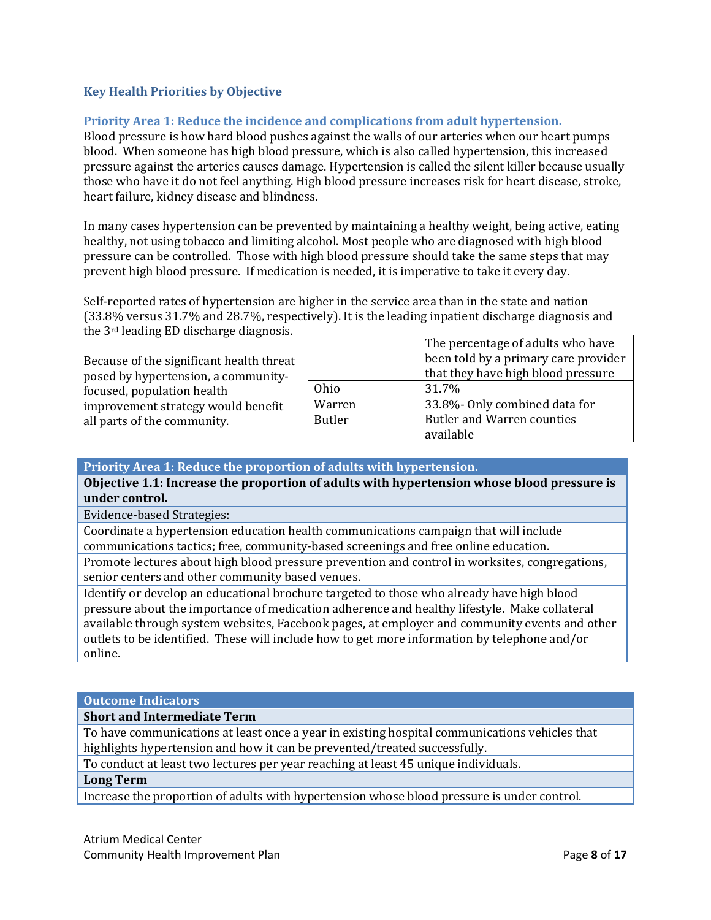## Key Health Priorities by Objective

### Priority Area 1: Reduce the incidence and complications from adult hypertension.

Blood pressure is how hard blood pushes against the walls of our arteries when our heart pumps blood. When someone has high blood pressure, which is also called hypertension, this increased pressure against the arteries causes damage. Hypertension is called the silent killer because usually those who have it do not feel anything. High blood pressure increases risk for heart disease, stroke, heart failure, kidney disease and blindness.

In many cases hypertension can be prevented by maintaining a healthy weight, being active, eating healthy, not using tobacco and limiting alcohol. Most people who are diagnosed with high blood pressure can be controlled. Those with high blood pressure should take the same steps that may prevent high blood pressure. If medication is needed, it is imperative to take it every day.

Self-reported rates of hypertension are higher in the service area than in the state and nation (33.8% versus 31.7% and 28.7%, respectively). It is the leading inpatient discharge diagnosis and the 3rd leading ED discharge diagnosis.

Because of the significant health threat posed by hypertension, a community-focused, population health improvement strategy would benefit all parts of the community.

| | The percentage of adults who have been told by a primary care provider that they have high blood pressure |
|---|---|
| Ohio | 31.7% |
| Warren | 33.8%- Only combined data for Butler and Warren counties available |
| Butler | |

| Priority Area 1: Reduce the proportion of adults with hypertension. |
|---|
| **Objective 1.1: Increase the proportion of adults with hypertension whose blood pressure is under control.** |
| Evidence-based Strategies: |
| Coordinate a hypertension education health communications campaign that will include communications tactics; free, community-based screenings and free online education. |
| Promote lectures about high blood pressure prevention and control in worksites, congregations, senior centers and other community based venues. |
| Identify or develop an educational brochure targeted to those who already have high blood pressure about the importance of medication adherence and healthy lifestyle. Make collateral available through system websites, Facebook pages, at employer and community events and other outlets to be identified. These will include how to get more information by telephone and/or online. |

| Outcome Indicators |
|---|
| **Short and Intermediate Term** |
| To have communications at least once a year in existing hospital communications vehicles that highlights hypertension and how it can be prevented/treated successfully. |
| To conduct at least two lectures per year reaching at least 45 unique individuals. |
| **Long Term** |
| Increase the proportion of adults with hypertension whose blood pressure is under control. |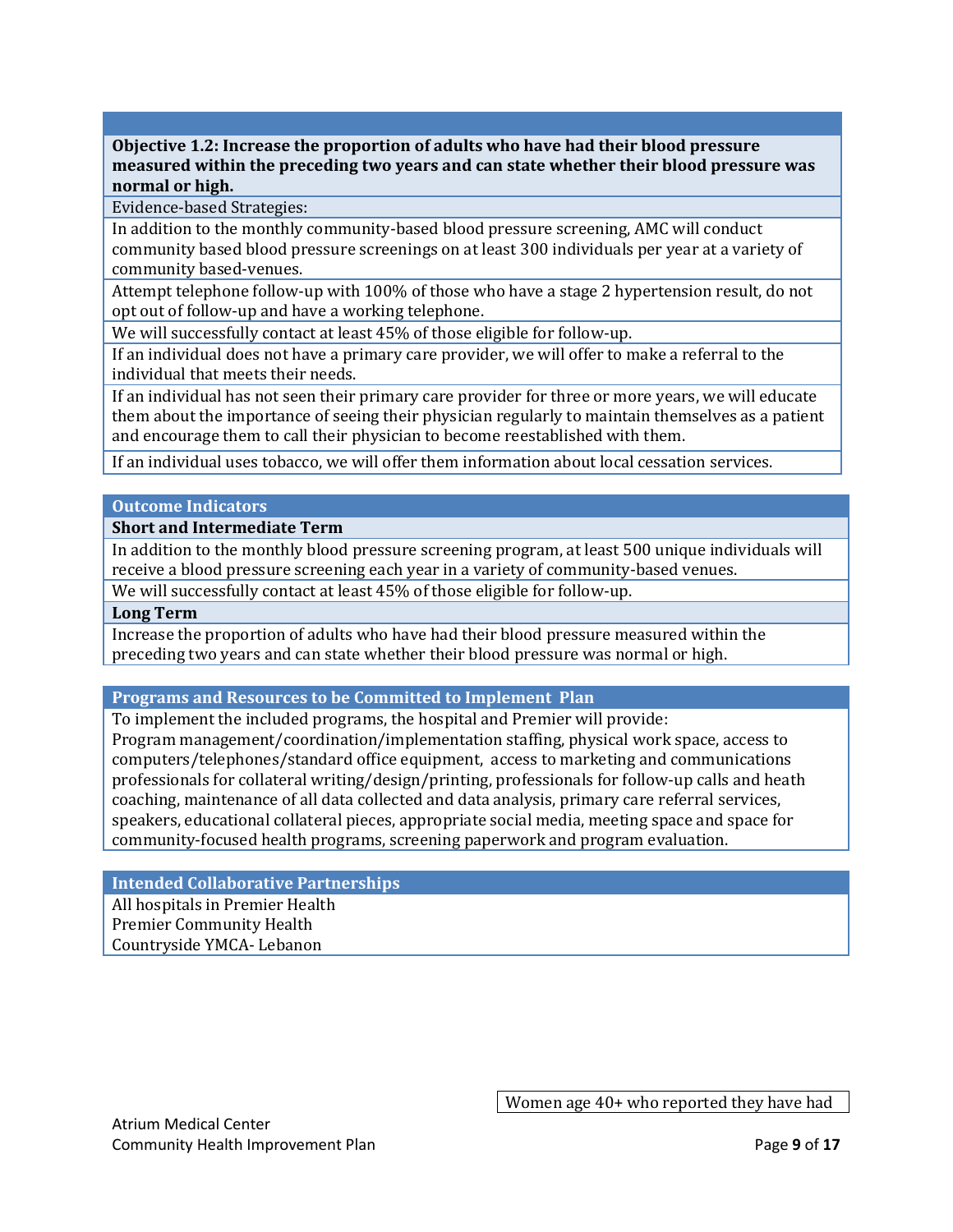| **Objective 1.2: Increase the proportion of adults who have had their blood pressure measured within the preceding two years and can state whether their blood pressure was normal or high.** |
|---|
| Evidence-based Strategies: |
| In addition to the monthly community-based blood pressure screening, AMC will conduct community based blood pressure screenings on at least 300 individuals per year at a variety of community based-venues. |
| Attempt telephone follow-up with 100% of those who have a stage 2 hypertension result, do not opt out of follow-up and have a working telephone. |
| We will successfully contact at least 45% of those eligible for follow-up. |
| If an individual does not have a primary care provider, we will offer to make a referral to the individual that meets their needs. |
| If an individual has not seen their primary care provider for three or more years, we will educate them about the importance of seeing their physician regularly to maintain themselves as a patient and encourage them to call their physician to become reestablished with them. |
| If an individual uses tobacco, we will offer them information about local cessation services. |

| Outcome Indicators |
|---|
| **Short and Intermediate Term** |
| In addition to the monthly blood pressure screening program, at least 500 unique individuals will receive a blood pressure screening each year in a variety of community-based venues. |
| We will successfully contact at least 45% of those eligible for follow-up. |
| **Long Term** |
| Increase the proportion of adults who have had their blood pressure measured within the preceding two years and can state whether their blood pressure was normal or high. |

| Programs and Resources to be Committed to Implement Plan |
|---|
| To implement the included programs, the hospital and Premier will provide: Program management/coordination/implementation staffing, physical work space, access to computers/telephones/standard office equipment, access to marketing and communications professionals for collateral writing/design/printing, professionals for follow-up calls and heath coaching, maintenance of all data collected and data analysis, primary care referral services, speakers, educational collateral pieces, appropriate social media, meeting space and space for community-focused health programs, screening paperwork and program evaluation. |

| Intended Collaborative Partnerships |
|---|
| All hospitals in Premier Health<br>Premier Community Health<br>Countryside YMCA- Lebanon |

Women age 40+ who reported they have had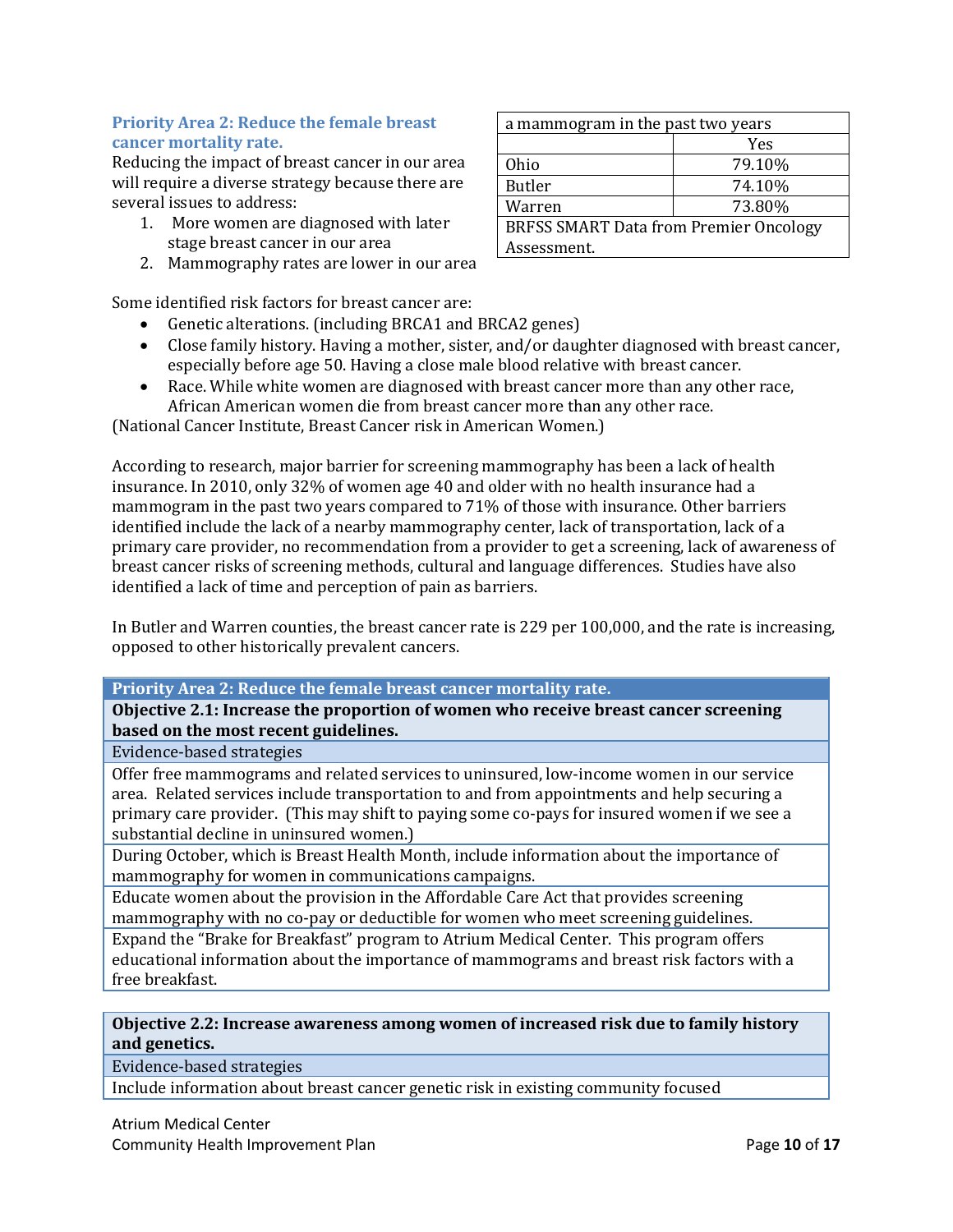### Priority Area 2: Reduce the female breast cancer mortality rate.

Reducing the impact of breast cancer in our area will require a diverse strategy because there are several issues to address:

1. More women are diagnosed with later stage breast cancer in our area
2. Mammography rates are lower in our area

| a mammogram in the past two years | |
|---|---|
| | Yes |
| Ohio | 79.10% |
| Butler | 74.10% |
| Warren | 73.80% |
| BRFSS SMART Data from Premier Oncology Assessment. | |

Some identified risk factors for breast cancer are:

- Genetic alterations. (including BRCA1 and BRCA2 genes)
- Close family history. Having a mother, sister, and/or daughter diagnosed with breast cancer, especially before age 50. Having a close male blood relative with breast cancer.
- Race. While white women are diagnosed with breast cancer more than any other race, African American women die from breast cancer more than any other race.

(National Cancer Institute, Breast Cancer risk in American Women.)

According to research, major barrier for screening mammography has been a lack of health insurance. In 2010, only 32% of women age 40 and older with no health insurance had a mammogram in the past two years compared to 71% of those with insurance. Other barriers identified include the lack of a nearby mammography center, lack of transportation, lack of a primary care provider, no recommendation from a provider to get a screening, lack of awareness of breast cancer risks of screening methods, cultural and language differences. Studies have also identified a lack of time and perception of pain as barriers.

In Butler and Warren counties, the breast cancer rate is 229 per 100,000, and the rate is increasing, opposed to other historically prevalent cancers.

| Priority Area 2: Reduce the female breast cancer mortality rate. |
|---|
| **Objective 2.1: Increase the proportion of women who receive breast cancer screening based on the most recent guidelines.** |
| Evidence-based strategies |
| Offer free mammograms and related services to uninsured, low-income women in our service area. Related services include transportation to and from appointments and help securing a primary care provider. (This may shift to paying some co-pays for insured women if we see a substantial decline in uninsured women.) |
| During October, which is Breast Health Month, include information about the importance of mammography for women in communications campaigns. |
| Educate women about the provision in the Affordable Care Act that provides screening mammography with no co-pay or deductible for women who meet screening guidelines. |
| Expand the "Brake for Breakfast" program to Atrium Medical Center. This program offers educational information about the importance of mammograms and breast risk factors with a free breakfast. |

| Objective 2.2: Increase awareness among women of increased risk due to family history and genetics. |
|---|
| Evidence-based strategies |
| Include information about breast cancer genetic risk in existing community focused |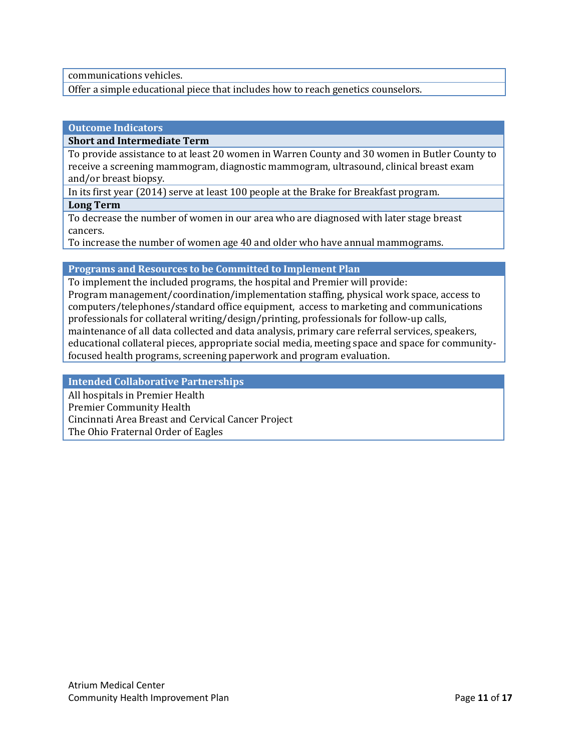communications vehicles.

Offer a simple educational piece that includes how to reach genetics counselors.

### Outcome Indicators

**Short and Intermediate Term**

To provide assistance to at least 20 women in Warren County and 30 women in Butler County to receive a screening mammogram, diagnostic mammogram, ultrasound, clinical breast exam and/or breast biopsy.

In its first year (2014) serve at least 100 people at the Brake for Breakfast program.

**Long Term**

To decrease the number of women in our area who are diagnosed with later stage breast cancers.

To increase the number of women age 40 and older who have annual mammograms.

### Programs and Resources to be Committed to Implement Plan

To implement the included programs, the hospital and Premier will provide:
Program management/coordination/implementation staffing, physical work space, access to computers/telephones/standard office equipment, access to marketing and communications professionals for collateral writing/design/printing, professionals for follow-up calls, maintenance of all data collected and data analysis, primary care referral services, speakers, educational collateral pieces, appropriate social media, meeting space and space for community-focused health programs, screening paperwork and program evaluation.

### Intended Collaborative Partnerships

All hospitals in Premier Health
Premier Community Health
Cincinnati Area Breast and Cervical Cancer Project
The Ohio Fraternal Order of Eagles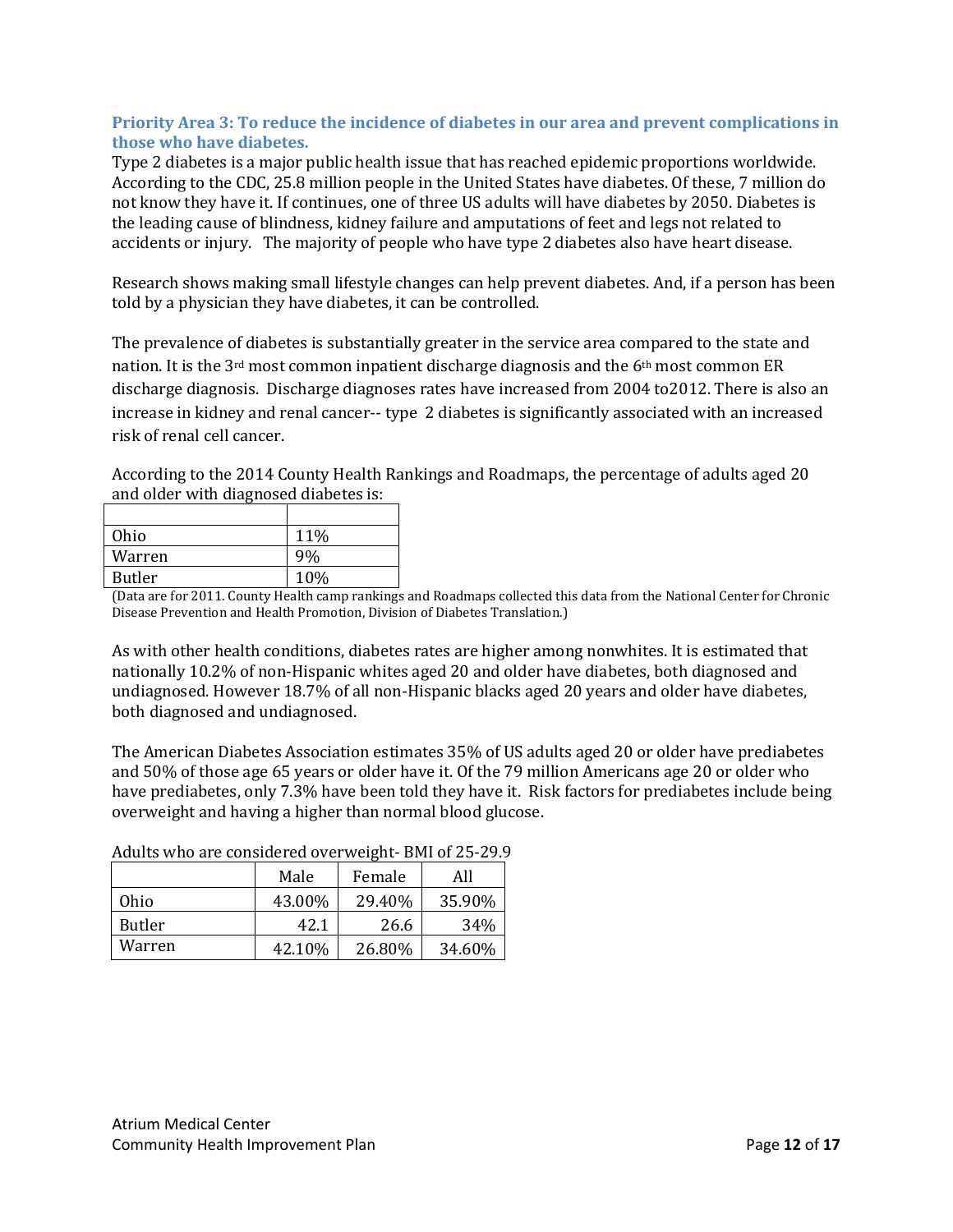### Priority Area 3: To reduce the incidence of diabetes in our area and prevent complications in those who have diabetes.

Type 2 diabetes is a major public health issue that has reached epidemic proportions worldwide. According to the CDC, 25.8 million people in the United States have diabetes. Of these, 7 million do not know they have it. If continues, one of three US adults will have diabetes by 2050. Diabetes is the leading cause of blindness, kidney failure and amputations of feet and legs not related to accidents or injury. The majority of people who have type 2 diabetes also have heart disease.

Research shows making small lifestyle changes can help prevent diabetes. And, if a person has been told by a physician they have diabetes, it can be controlled.

The prevalence of diabetes is substantially greater in the service area compared to the state and nation. It is the 3rd most common inpatient discharge diagnosis and the 6th most common ER discharge diagnosis. Discharge diagnoses rates have increased from 2004 to2012. There is also an increase in kidney and renal cancer-- type 2 diabetes is significantly associated with an increased risk of renal cell cancer.

According to the 2014 County Health Rankings and Roadmaps, the percentage of adults aged 20 and older with diagnosed diabetes is:

| | |
|---|---|
| Ohio | 11% |
| Warren | 9% |
| Butler | 10% |

(Data are for 2011. County Health camp rankings and Roadmaps collected this data from the National Center for Chronic Disease Prevention and Health Promotion, Division of Diabetes Translation.)

As with other health conditions, diabetes rates are higher among nonwhites. It is estimated that nationally 10.2% of non-Hispanic whites aged 20 and older have diabetes, both diagnosed and undiagnosed. However 18.7% of all non-Hispanic blacks aged 20 years and older have diabetes, both diagnosed and undiagnosed.

The American Diabetes Association estimates 35% of US adults aged 20 or older have prediabetes and 50% of those age 65 years or older have it. Of the 79 million Americans age 20 or older who have prediabetes, only 7.3% have been told they have it. Risk factors for prediabetes include being overweight and having a higher than normal blood glucose.

Adults who are considered overweight- BMI of 25-29.9

| | Male | Female | All |
|---|---|---|---|
| Ohio | 43.00% | 29.40% | 35.90% |
| Butler | 42.1 | 26.6 | 34% |
| Warren | 42.10% | 26.80% | 34.60% |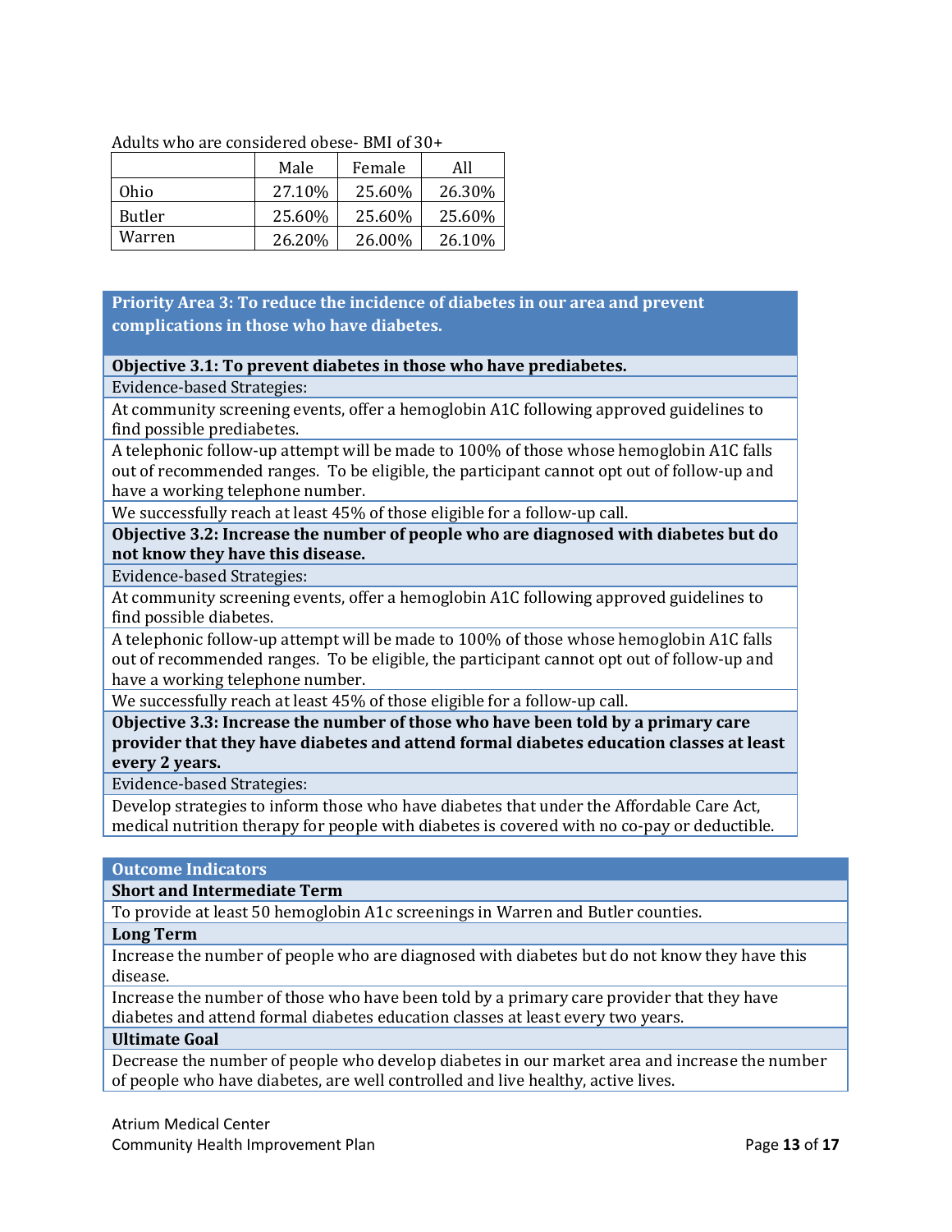Adults who are considered obese- BMI of 30+

| | Male | Female | All |
|---|---|---|---|
| Ohio | 27.10% | 25.60% | 26.30% |
| Butler | 25.60% | 25.60% | 25.60% |
| Warren | 26.20% | 26.00% | 26.10% |

## Priority Area 3: To reduce the incidence of diabetes in our area and prevent complications in those who have diabetes.

**Objective 3.1: To prevent diabetes in those who have prediabetes.**

Evidence-based Strategies:

- At community screening events, offer a hemoglobin A1C following approved guidelines to find possible prediabetes.
- A telephonic follow-up attempt will be made to 100% of those whose hemoglobin A1C falls out of recommended ranges. To be eligible, the participant cannot opt out of follow-up and have a working telephone number.
- We successfully reach at least 45% of those eligible for a follow-up call.

**Objective 3.2: Increase the number of people who are diagnosed with diabetes but do not know they have this disease.**

Evidence-based Strategies:

- At community screening events, offer a hemoglobin A1C following approved guidelines to find possible diabetes.
- A telephonic follow-up attempt will be made to 100% of those whose hemoglobin A1C falls out of recommended ranges. To be eligible, the participant cannot opt out of follow-up and have a working telephone number.
- We successfully reach at least 45% of those eligible for a follow-up call.

**Objective 3.3: Increase the number of those who have been told by a primary care provider that they have diabetes and attend formal diabetes education classes at least every 2 years.**

Evidence-based Strategies:

- Develop strategies to inform those who have diabetes that under the Affordable Care Act, medical nutrition therapy for people with diabetes is covered with no co-pay or deductible.

### Outcome Indicators

**Short and Intermediate Term**

- To provide at least 50 hemoglobin A1c screenings in Warren and Butler counties.

**Long Term**

- Increase the number of people who are diagnosed with diabetes but do not know they have this disease.
- Increase the number of those who have been told by a primary care provider that they have diabetes and attend formal diabetes education classes at least every two years.

**Ultimate Goal**

- Decrease the number of people who develop diabetes in our market area and increase the number of people who have diabetes, are well controlled and live healthy, active lives.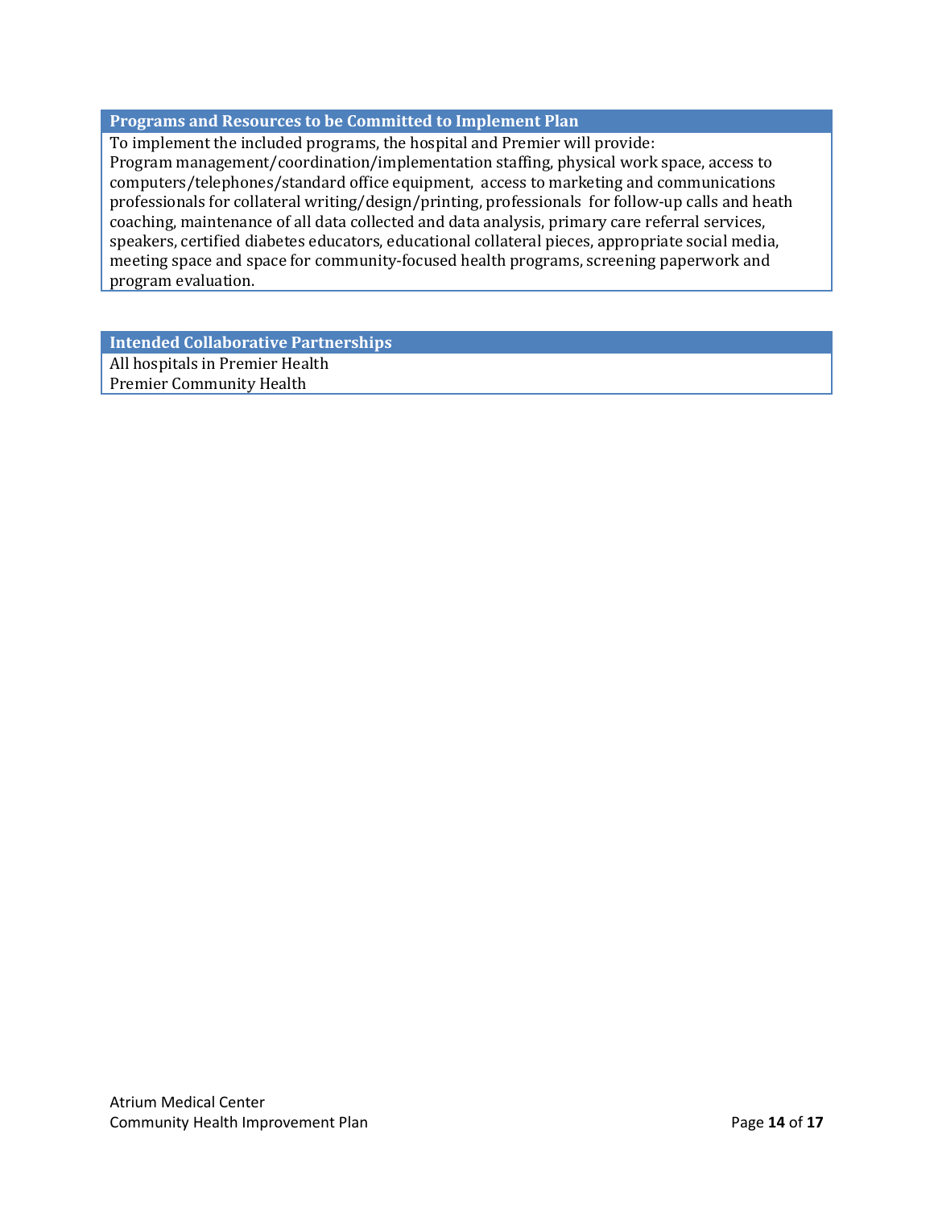### Programs and Resources to be Committed to Implement Plan

To implement the included programs, the hospital and Premier will provide:
Program management/coordination/implementation staffing, physical work space, access to computers/telephones/standard office equipment, access to marketing and communications professionals for collateral writing/design/printing, professionals for follow-up calls and heath coaching, maintenance of all data collected and data analysis, primary care referral services, speakers, certified diabetes educators, educational collateral pieces, appropriate social media, meeting space and space for community-focused health programs, screening paperwork and program evaluation.

### Intended Collaborative Partnerships

All hospitals in Premier Health
Premier Community Health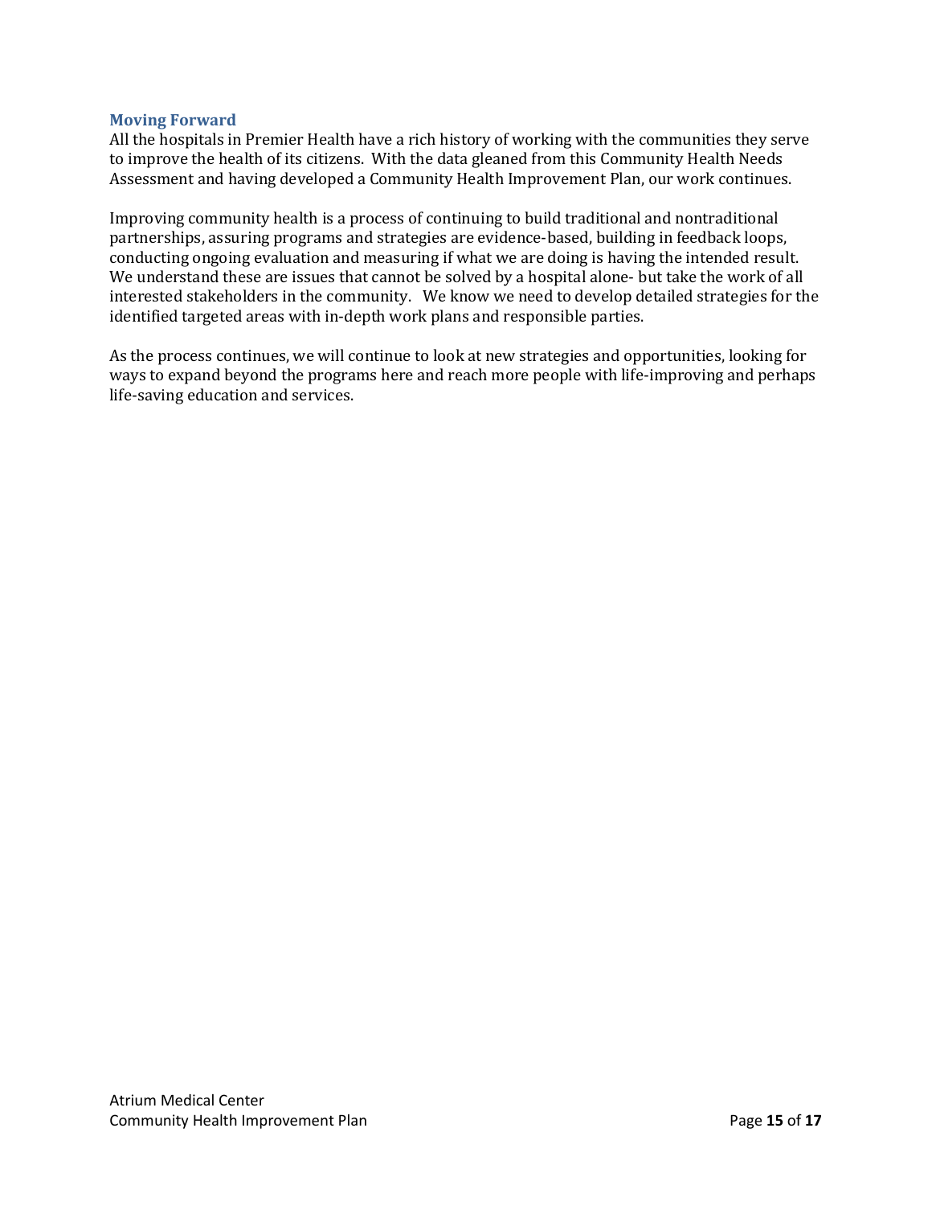## Moving Forward

All the hospitals in Premier Health have a rich history of working with the communities they serve to improve the health of its citizens. With the data gleaned from this Community Health Needs Assessment and having developed a Community Health Improvement Plan, our work continues.

Improving community health is a process of continuing to build traditional and nontraditional partnerships, assuring programs and strategies are evidence-based, building in feedback loops, conducting ongoing evaluation and measuring if what we are doing is having the intended result. We understand these are issues that cannot be solved by a hospital alone- but take the work of all interested stakeholders in the community. We know we need to develop detailed strategies for the identified targeted areas with in-depth work plans and responsible parties.

As the process continues, we will continue to look at new strategies and opportunities, looking for ways to expand beyond the programs here and reach more people with life-improving and perhaps life-saving education and services.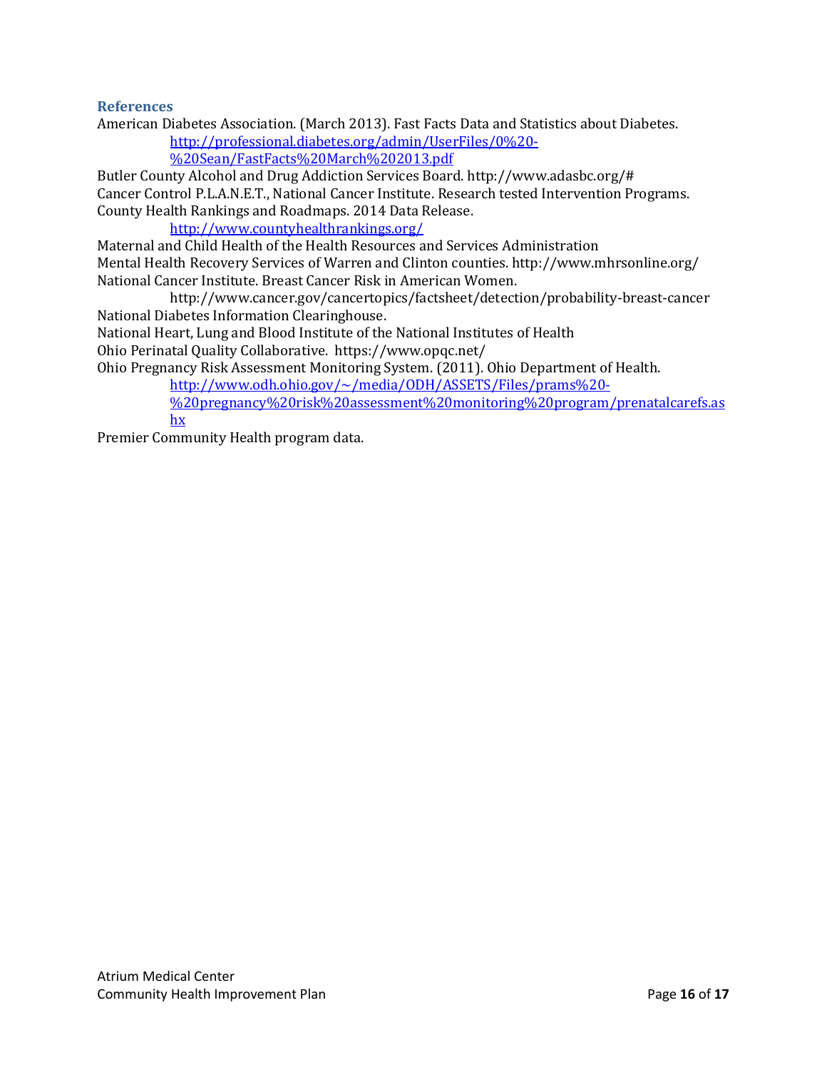### References

American Diabetes Association. (March 2013). Fast Facts Data and Statistics about Diabetes. http://professional.diabetes.org/admin/UserFiles/0%20-%20Sean/FastFacts%20March%202013.pdf

Butler County Alcohol and Drug Addiction Services Board. http://www.adasbc.org/#

Cancer Control P.L.A.N.E.T., National Cancer Institute. Research tested Intervention Programs.

County Health Rankings and Roadmaps. 2014 Data Release. http://www.countyhealthrankings.org/

Maternal and Child Health of the Health Resources and Services Administration

Mental Health Recovery Services of Warren and Clinton counties. http://www.mhrsonline.org/

National Cancer Institute. Breast Cancer Risk in American Women. http://www.cancer.gov/cancertopics/factsheet/detection/probability-breast-cancer

National Diabetes Information Clearinghouse.

National Heart, Lung and Blood Institute of the National Institutes of Health

Ohio Perinatal Quality Collaborative. https://www.opqc.net/

Ohio Pregnancy Risk Assessment Monitoring System. (2011). Ohio Department of Health. http://www.odh.ohio.gov/~/media/ODH/ASSETS/Files/prams%20-%20pregnancy%20risk%20assessment%20monitoring%20program/prenatalcarefs.ashx

Premier Community Health program data.